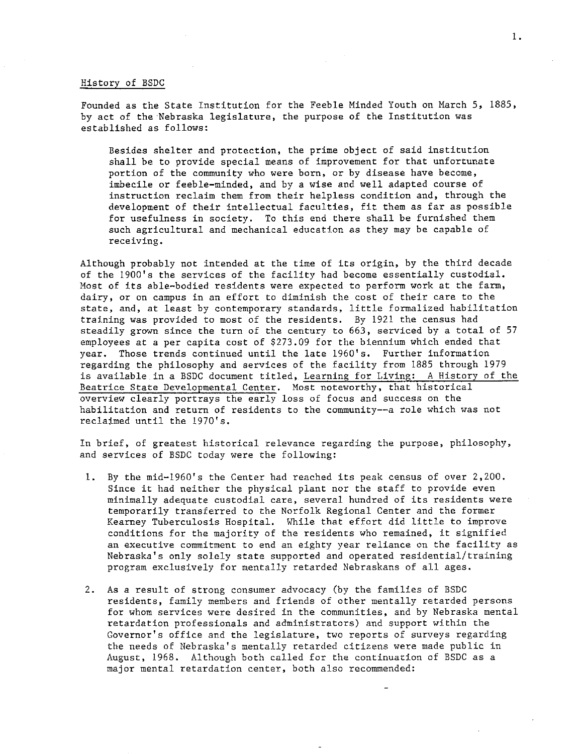## History of BSDC

Founded as the State Institution for the Feeble Minded Youth on March 5, 1885, by act of the Nebraska legislature, the purpose of the Institution was established as follows:

> Besides shelter and protection, the prime object of said institution shall be to provide special means of improvement for that unfortunate portion of the community who were born, or by disease have become, imbecile or feeble-minded, and by a wise and well adapted course of instruction reclaim them from their helpless condition and, through the development of their intellectual faculties, fit them as far as possible for usefulness in society. To this end there shall be furnished them such agricultural and mechanical education as they may be capable of receiving.

Although probably not intended at the time of its origin, by the third decade of the 1900's the services of the facility had become essentially custodial. Most of its able-bodied residents were expected to perform work at the farm, dairy, or on campus in an effort to diminish the cost of their care to the state, and, at least by contemporary standards, little formalized habilitation training was provided to most of the residents. By 1921 the census had steadily grown since the turn of the century to 663, serviced by a total of 57 employees at a per capita cost of $273.09 for the biennium which ended that year. Those trends continued until the late 1960's. Further information regarding the philosophy and services of the facility from 1885 through 1979 is available in a BSDC document titled, Learning for Living: A History of the Beatrice State Developmental Center. Most noteworthy, that historical overview clearly portrays the early loss of focus and success on the habilitation and return of residents to the community--a role which was not reclaimed until the 1970's.

In brief, of greatest historical relevance regarding the purpose, philosophy, and services of BSDC today were the following:

1. By the mid-1960's the Center had reached its peak census of over 2,200. Since it had neither the physical plant nor the staff to provide even minimally adequate custodial care, several hundred of its residents were temporarily transferred to the Norfolk Regional Center and the former Kearney Tuberculosis Hospital. While that effort did little to improve conditions for the majority of the residents who remained, it signified an executive commitment to end an eighty year reliance on the facility as Nebraska's only solely state supported and operated residential/training program exclusively for mentally retarded Nebraskans of all ages.

2. As a result of strong consumer advocacy (by the families of BSDC residents, family members and friends of other mentally retarded persons for whom services were desired in the communities, and by Nebraska mental retardation professionals and administrators) and support within the Governor's office and the legislature, two reports of surveys regarding the needs of Nebraska's mentally retarded citizens were made public in August, 1968. Although both called for the continuation of BSDC as a major mental retardation center, both also recommended: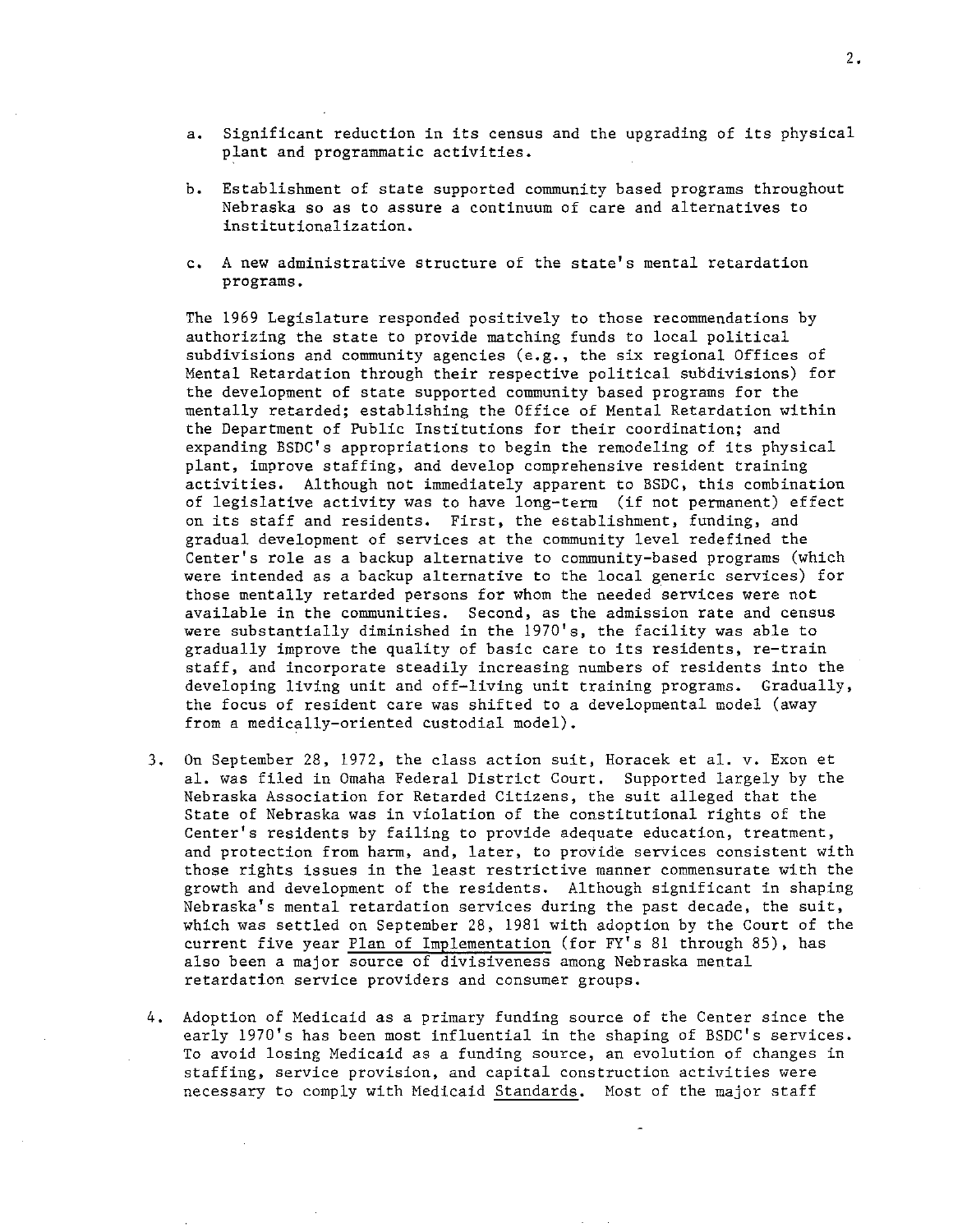a. Significant reduction in its census and the upgrading of its physical plant and programmatic activities.

b. Establishment of state supported community based programs throughout Nebraska so as to assure a continuum of care and alternatives to institutionalization.

c. A new administrative structure of the state's mental retardation programs.

The 1969 Legislature responded positively to those recommendations by authorizing the state to provide matching funds to local political subdivisions and community agencies (e.g., the six regional Offices of Mental Retardation through their respective political subdivisions) for the development of state supported community based programs for the mentally retarded; establishing the Office of Mental Retardation within the Department of Public Institutions for their coordination; and expanding BSDC's appropriations to begin the remodeling of its physical plant, improve staffing, and develop comprehensive resident training activities. Although not immediately apparent to BSDC, this combination of legislative activity was to have long-term (if not permanent) effect on its staff and residents. First, the establishment, funding, and gradual development of services at the community level redefined the Center's role as a backup alternative to community-based programs (which were intended as a backup alternative to the local generic services) for those mentally retarded persons for whom the needed services were not available in the communities. Second, as the admission rate and census were substantially diminished in the 1970's, the facility was able to gradually improve the quality of basic care to its residents, re-train staff, and incorporate steadily increasing numbers of residents into the developing living unit and off-living unit training programs. Gradually, the focus of resident care was shifted to a developmental model (away from a medically-oriented custodial model).

3. On September 28, 1972, the class action suit, Horacek et al. v. Exon et al. was filed in Omaha Federal District Court. Supported largely by the Nebraska Association for Retarded Citizens, the suit alleged that the State of Nebraska was in violation of the constitutional rights of the Center's residents by failing to provide adequate education, treatment, and protection from harm, and, later, to provide services consistent with those rights issues in the least restrictive manner commensurate with the growth and development of the residents. Although significant in shaping Nebraska's mental retardation services during the past decade, the suit, which was settled on September 28, 1981 with adoption by the Court of the current five year Plan of Implementation (for FY's 81 through 85), has also been a major source of divisiveness among Nebraska mental retardation service providers and consumer groups.

4. Adoption of Medicaid as a primary funding source of the Center since the early 1970's has been most influential in the shaping of BSDC's services. To avoid losing Medicaid as a funding source, an evolution of changes in staffing, service provision, and capital construction activities were necessary to comply with Medicaid Standards. Most of the major staff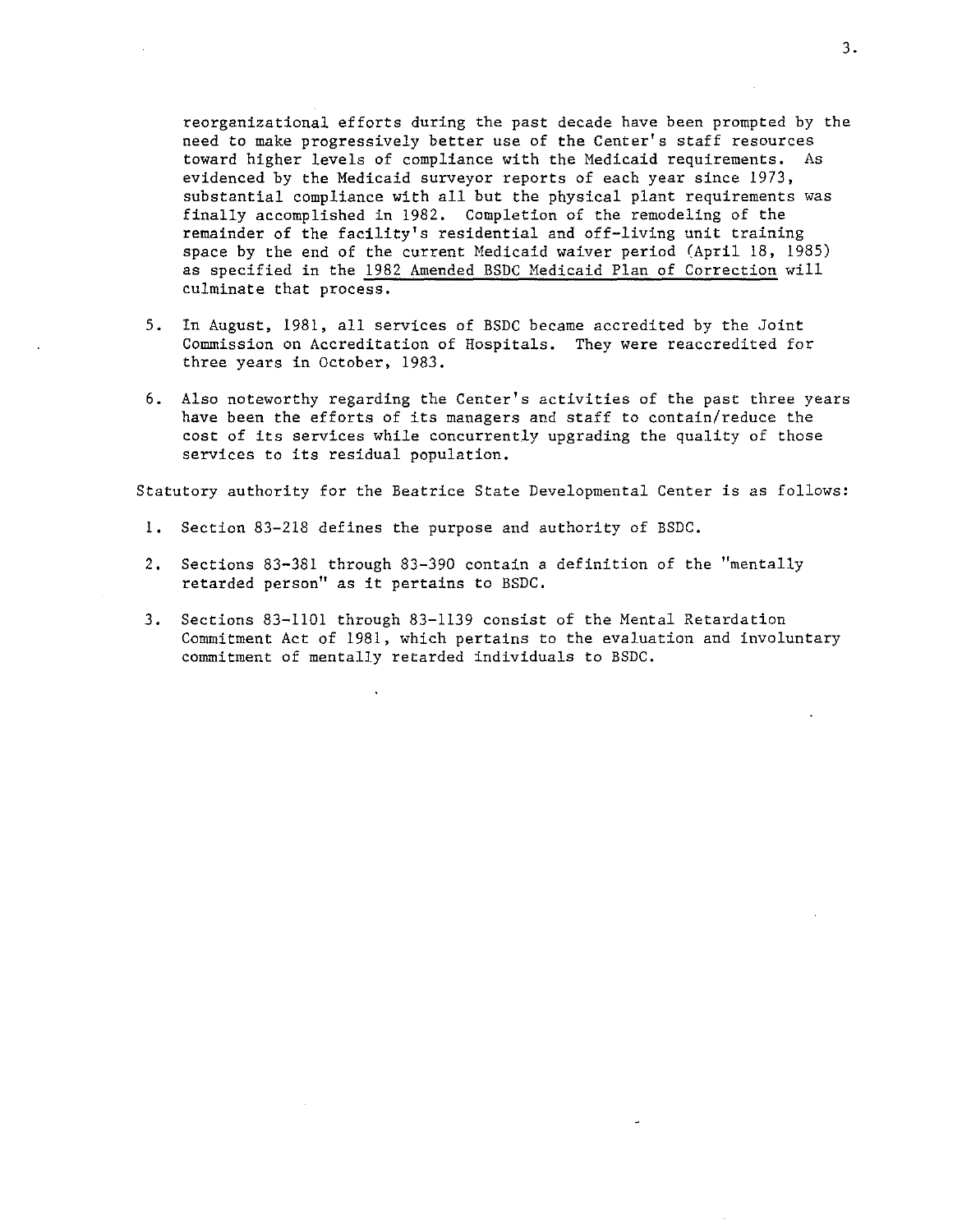reorganizational efforts during the past decade have been prompted by the need to make progressively better use of the Center's staff resources toward higher levels of compliance with the Medicaid requirements. As evidenced by the Medicaid surveyor reports of each year since 1973, substantial compliance with all but the physical plant requirements was finally accomplished in 1982. Completion of the remodeling of the remainder of the facility's residential and off-living unit training space by the end of the current Medicaid waiver period (April 18, 1985) as specified in the <u>1982 Amended BSDC Medicaid Plan of Correction</u> will culminate that process.

5. In August, 1981, all services of BSDC became accredited by the Joint Commission on Accreditation of Hospitals. They were reaccredited for three years in October, 1983.

6. Also noteworthy regarding the Center's activities of the past three years have been the efforts of its managers and staff to contain/reduce the cost of its services while concurrently upgrading the quality of those services to its residual population.

Statutory authority for the Beatrice State Developmental Center is as follows:

1. Section 83-218 defines the purpose and authority of BSDC.

2. Sections 83-381 through 83-390 contain a definition of the "mentally retarded person" as it pertains to BSDC.

3. Sections 83-1101 through 83-1139 consist of the Mental Retardation Commitment Act of 1981, which pertains to the evaluation and involuntary commitment of mentally retarded individuals to BSDC.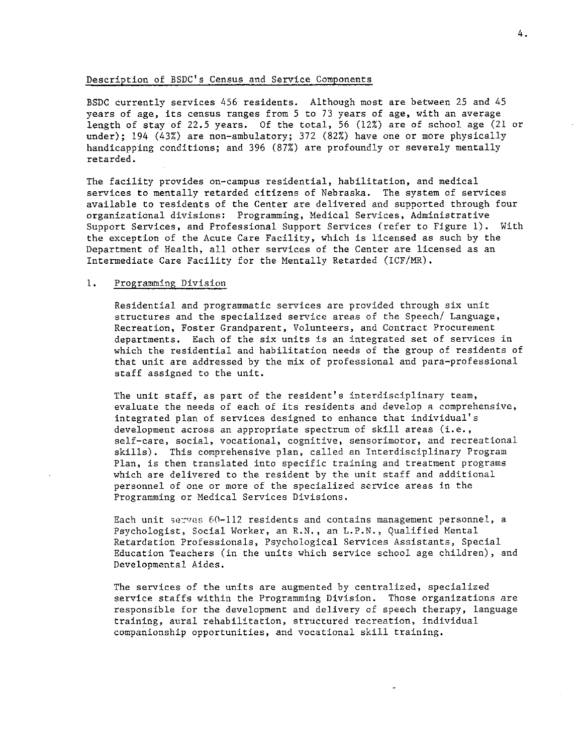## Description of BSDC's Census and Service Components

BSDC currently services 456 residents. Although most are between 25 and 45 years of age, its census ranges from 5 to 73 years of age, with an average length of stay of 22.5 years. Of the total, 56 (12%) are of school age (21 or under); 194 (43%) are non-ambulatory; 372 (82%) have one or more physically handicapping conditions; and 396 (87%) are profoundly or severely mentally retarded.

The facility provides on-campus residential, habilitation, and medical services to mentally retarded citizens of Nebraska. The system of services available to residents of the Center are delivered and supported through four organizational divisions: Programming, Medical Services, Administrative Support Services, and Professional Support Services (refer to Figure 1). With the exception of the Acute Care Facility, which is licensed as such by the Department of Health, all other services of the Center are licensed as an Intermediate Care Facility for the Mentally Retarded (ICF/MR).

1. Programming Division

   Residential and programmatic services are provided through six unit structures and the specialized service areas of the Speech/ Language, Recreation, Foster Grandparent, Volunteers, and Contract Procurement departments. Each of the six units is an integrated set of services in which the residential and habilitation needs of the group of residents of that unit are addressed by the mix of professional and para-professional staff assigned to the unit.

   The unit staff, as part of the resident's interdisciplinary team, evaluate the needs of each of its residents and develop a comprehensive, integrated plan of services designed to enhance that individual's development across an appropriate spectrum of skill areas (i.e., self-care, social, vocational, cognitive, sensorimotor, and recreational skills). This comprehensive plan, called an Interdisciplinary Program Plan, is then translated into specific training and treatment programs which are delivered to the resident by the unit staff and additional personnel of one or more of the specialized service areas in the Programming or Medical Services Divisions.

   Each unit serves 60-112 residents and contains management personnel, a Psychologist, Social Worker, an R.N., an L.P.N., Qualified Mental Retardation Professionals, Psychological Services Assistants, Special Education Teachers (in the units which service school age children), and Developmental Aides.

   The services of the units are augmented by centralized, specialized service staffs within the Programming Division. Those organizations are responsible for the development and delivery of speech therapy, language training, aural rehabilitation, structured recreation, individual companionship opportunities, and vocational skill training.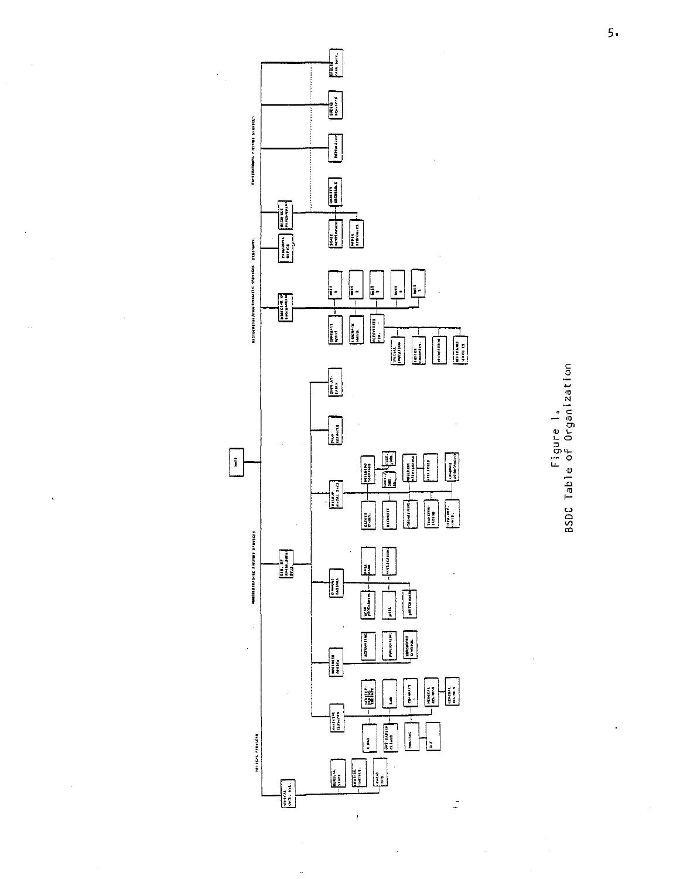Figure 1.
BSDC Table of Organization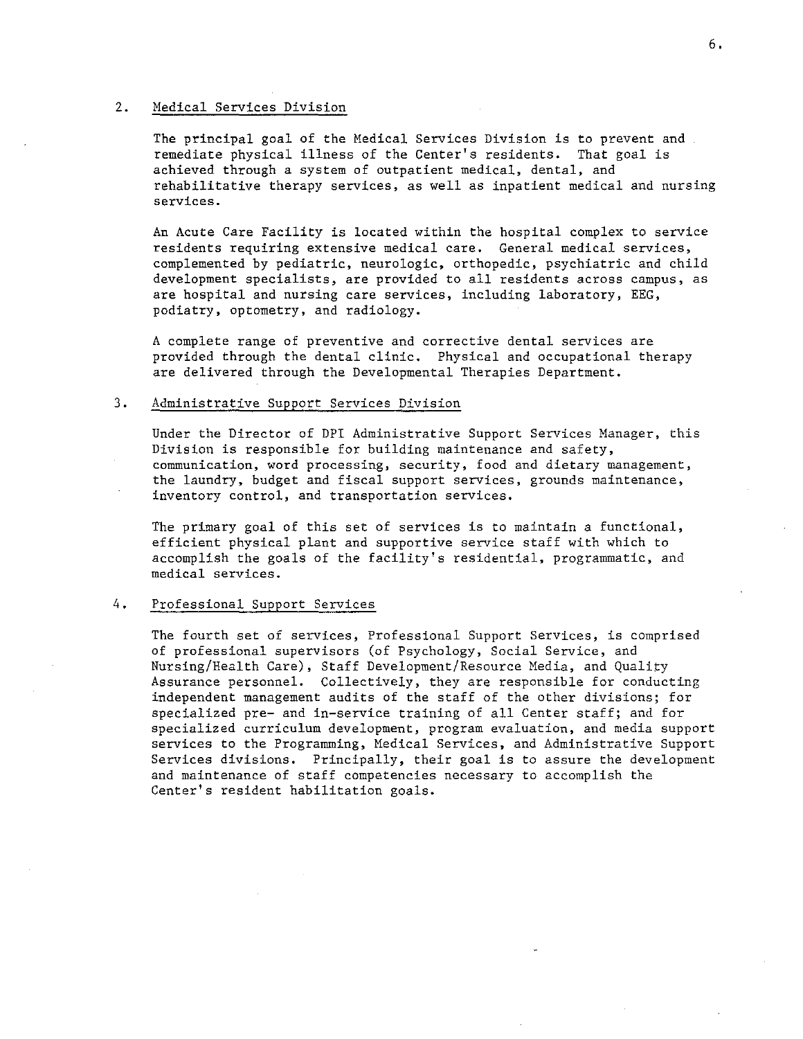## 2. Medical Services Division

The principal goal of the Medical Services Division is to prevent and remediate physical illness of the Center's residents. That goal is achieved through a system of outpatient medical, dental, and rehabilitative therapy services, as well as inpatient medical and nursing services.

An Acute Care Facility is located within the hospital complex to service residents requiring extensive medical care. General medical services, complemented by pediatric, neurologic, orthopedic, psychiatric and child development specialists, are provided to all residents across campus, as are hospital and nursing care services, including laboratory, EEG, podiatry, optometry, and radiology.

A complete range of preventive and corrective dental services are provided through the dental clinic. Physical and occupational therapy are delivered through the Developmental Therapies Department.

## 3. Administrative Support Services Division

Under the Director of DPI Administrative Support Services Manager, this Division is responsible for building maintenance and safety, communication, word processing, security, food and dietary management, the laundry, budget and fiscal support services, grounds maintenance, inventory control, and transportation services.

The primary goal of this set of services is to maintain a functional, efficient physical plant and supportive service staff with which to accomplish the goals of the facility's residential, programmatic, and medical services.

## 4. Professional Support Services

The fourth set of services, Professional Support Services, is comprised of professional supervisors (of Psychology, Social Service, and Nursing/Health Care), Staff Development/Resource Media, and Quality Assurance personnel. Collectively, they are responsible for conducting independent management audits of the staff of the other divisions; for specialized pre- and in-service training of all Center staff; and for specialized curriculum development, program evaluation, and media support services to the Programming, Medical Services, and Administrative Support Services divisions. Principally, their goal is to assure the development and maintenance of staff competencies necessary to accomplish the Center's resident habilitation goals.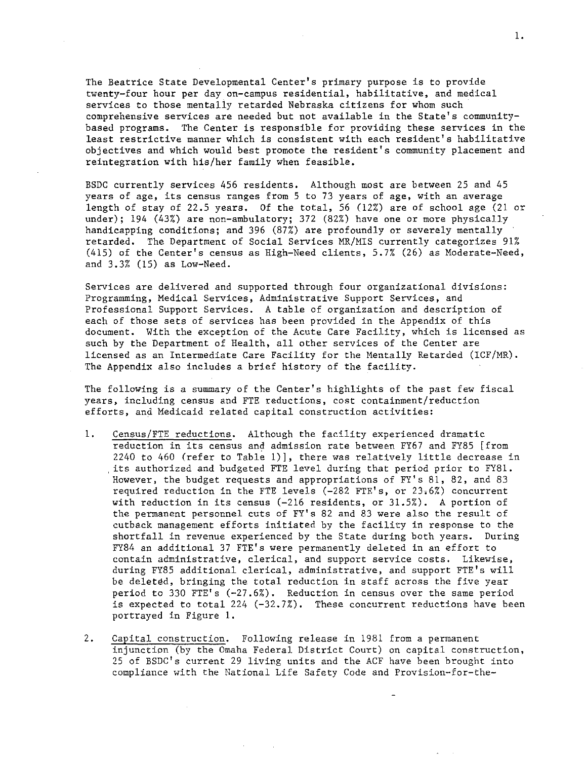The Beatrice State Developmental Center's primary purpose is to provide twenty-four hour per day on-campus residential, habilitative, and medical services to those mentally retarded Nebraska citizens for whom such comprehensive services are needed but not available in the State's community-based programs. The Center is responsible for providing these services in the least restrictive manner which is consistent with each resident's habilitative objectives and which would best promote the resident's community placement and reintegration with his/her family when feasible.

BSDC currently services 456 residents. Although most are between 25 and 45 years of age, its census ranges from 5 to 73 years of age, with an average length of stay of 22.5 years. Of the total, 56 (12%) are of school age (21 or under); 194 (43%) are non-ambulatory; 372 (82%) have one or more physically handicapping conditions; and 396 (87%) are profoundly or severely mentally retarded. The Department of Social Services MR/MIS currently categorizes 91% (415) of the Center's census as High-Need clients, 5.7% (26) as Moderate-Need, and 3.3% (15) as Low-Need.

Services are delivered and supported through four organizational divisions: Programming, Medical Services, Administrative Support Services, and Professional Support Services. A table of organization and description of each of those sets of services has been provided in the Appendix of this document. With the exception of the Acute Care Facility, which is licensed as such by the Department of Health, all other services of the Center are licensed as an Intermediate Care Facility for the Mentally Retarded (ICF/MR). The Appendix also includes a brief history of the facility.

The following is a summary of the Center's highlights of the past few fiscal years, including census and FTE reductions, cost containment/reduction efforts, and Medicaid related capital construction activities:

1. Census/FTE reductions. Although the facility experienced dramatic reduction in its census and admission rate between FY67 and FY85 [from 2240 to 460 (refer to Table 1)], there was relatively little decrease in its authorized and budgeted FTE level during that period prior to FY81. However, the budget requests and appropriations of FY's 81, 82, and 83 required reduction in the FTE levels (-282 FTE's, or 23.6%) concurrent with reduction in its census (-216 residents, or 31.5%). A portion of the permanent personnel cuts of FY's 82 and 83 were also the result of cutback management efforts initiated by the facility in response to the shortfall in revenue experienced by the State during both years. During FY84 an additional 37 FTE's were permanently deleted in an effort to contain administrative, clerical, and support service costs. Likewise, during FY85 additional clerical, administrative, and support FTE's will be deleted, bringing the total reduction in staff across the five year period to 330 FTE's (-27.6%). Reduction in census over the same period is expected to total 224 (-32.7%). These concurrent reductions have been portrayed in Figure 1.

2. Capital construction. Following release in 1981 from a permanent injunction (by the Omaha Federal District Court) on capital construction, 25 of BSDC's current 29 living units and the ACF have been brought into compliance with the National Life Safety Code and Provision-for-the-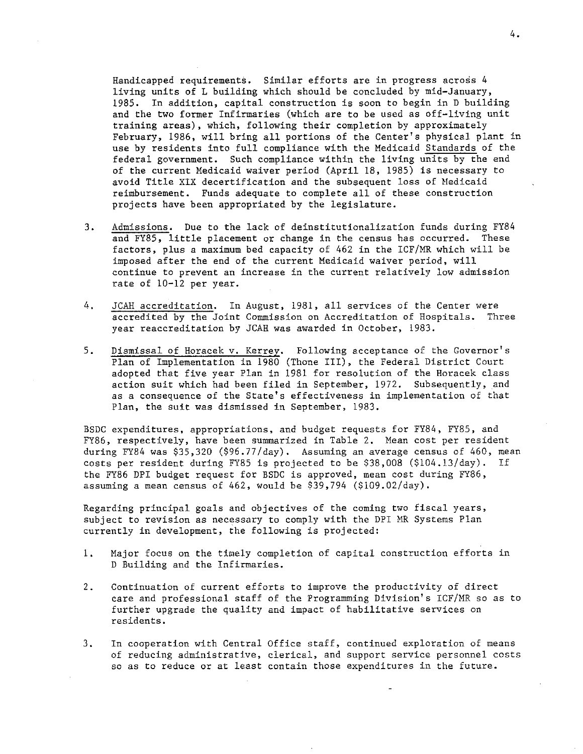Handicapped requirements. Similar efforts are in progress across 4 living units of L building which should be concluded by mid-January, 1985. In addition, capital construction is soon to begin in D building and the two former Infirmaries (which are to be used as off-living unit training areas), which, following their completion by approximately February, 1986, will bring all portions of the Center's physical plant in use by residents into full compliance with the Medicaid Standards of the federal government. Such compliance within the living units by the end of the current Medicaid waiver period (April 18, 1985) is necessary to avoid Title XIX decertification and the subsequent loss of Medicaid reimbursement. Funds adequate to complete all of these construction projects have been appropriated by the legislature.

3. Admissions. Due to the lack of deinstitutionalization funds during FY84 and FY85, little placement or change in the census has occurred. These factors, plus a maximum bed capacity of 462 in the ICF/MR which will be imposed after the end of the current Medicaid waiver period, will continue to prevent an increase in the current relatively low admission rate of 10-12 per year.

4. JCAH accreditation. In August, 1981, all services of the Center were accredited by the Joint Commission on Accreditation of Hospitals. Three year reaccreditation by JCAH was awarded in October, 1983.

5. Dismissal of Horacek v. Kerrey. Following acceptance of the Governor's Plan of Implementation in 1980 (Thone III), the Federal District Court adopted that five year Plan in 1981 for resolution of the Horacek class action suit which had been filed in September, 1972. Subsequently, and as a consequence of the State's effectiveness in implementation of that Plan, the suit was dismissed in September, 1983.

BSDC expenditures, appropriations, and budget requests for FY84, FY85, and FY86, respectively, have been summarized in Table 2. Mean cost per resident during FY84 was $35,320 ($96.77/day). Assuming an average census of 460, mean costs per resident during FY85 is projected to be $38,008 ($104.13/day). If the FY86 DPI budget request for BSDC is approved, mean cost during FY86, assuming a mean census of 462, would be $39,794 ($109.02/day).

Regarding principal goals and objectives of the coming two fiscal years, subject to revision as necessary to comply with the DPI MR Systems Plan currently in development, the following is projected:

1. Major focus on the timely completion of capital construction efforts in D Building and the Infirmaries.

2. Continuation of current efforts to improve the productivity of direct care and professional staff of the Programming Division's ICF/MR so as to further upgrade the quality and impact of habilitative services on residents.

3. In cooperation with Central Office staff, continued exploration of means of reducing administrative, clerical, and support service personnel costs so as to reduce or at least contain those expenditures in the future.